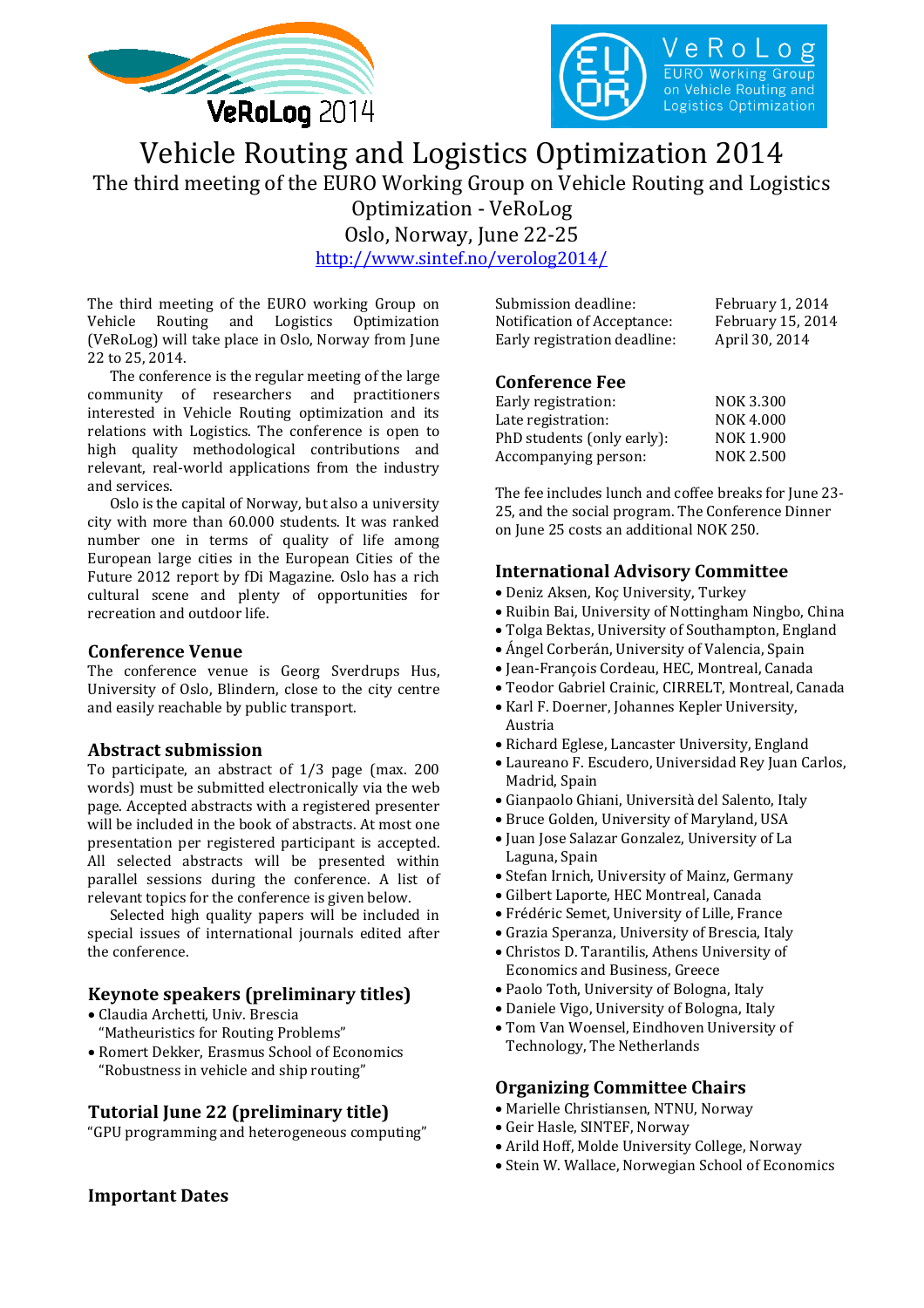VeRoLog 2014

VeRoLog
EURO Working Group on Vehicle Routing and Logistics Optimization

# Vehicle Routing and Logistics Optimization 2014

The third meeting of the EURO Working Group on Vehicle Routing and Logistics Optimization - VeRoLog

Oslo, Norway, June 22-25

http://www.sintef.no/verolog2014/

The third meeting of the EURO working Group on Vehicle Routing and Logistics Optimization (VeRoLog) will take place in Oslo, Norway from June 22 to 25, 2014.

The conference is the regular meeting of the large community of researchers and practitioners interested in Vehicle Routing optimization and its relations with Logistics. The conference is open to high quality methodological contributions and relevant, real-world applications from the industry and services.

Oslo is the capital of Norway, but also a university city with more than 60.000 students. It was ranked number one in terms of quality of life among European large cities in the European Cities of the Future 2012 report by fDi Magazine. Oslo has a rich cultural scene and plenty of opportunities for recreation and outdoor life.

## Conference Venue

The conference venue is Georg Sverdrups Hus, University of Oslo, Blindern, close to the city centre and easily reachable by public transport.

## Abstract submission

To participate, an abstract of 1/3 page (max. 200 words) must be submitted electronically via the web page. Accepted abstracts with a registered presenter will be included in the book of abstracts. At most one presentation per registered participant is accepted. All selected abstracts will be presented within parallel sessions during the conference. A list of relevant topics for the conference is given below.

Selected high quality papers will be included in special issues of international journals edited after the conference.

## Keynote speakers (preliminary titles)

- Claudia Archetti, Univ. Brescia
  "Matheuristics for Routing Problems"
- Romert Dekker, Erasmus School of Economics
  "Robustness in vehicle and ship routing"

## Tutorial June 22 (preliminary title)

"GPU programming and heterogeneous computing"

## Important Dates

| | |
|---|---|
| Submission deadline: | February 1, 2014 |
| Notification of Acceptance: | February 15, 2014 |
| Early registration deadline: | April 30, 2014 |

## Conference Fee

| | |
|---|---|
| Early registration: | NOK 3.300 |
| Late registration: | NOK 4.000 |
| PhD students (only early): | NOK 1.900 |
| Accompanying person: | NOK 2.500 |

The fee includes lunch and coffee breaks for June 23-25, and the social program. The Conference Dinner on June 25 costs an additional NOK 250.

## International Advisory Committee

- Deniz Aksen, Koç University, Turkey
- Ruibin Bai, University of Nottingham Ningbo, China
- Tolga Bektas, University of Southampton, England
- Ángel Corberán, University of Valencia, Spain
- Jean-François Cordeau, HEC, Montreal, Canada
- Teodor Gabriel Crainic, CIRRELT, Montreal, Canada
- Karl F. Doerner, Johannes Kepler University, Austria
- Richard Eglese, Lancaster University, England
- Laureano F. Escudero, Universidad Rey Juan Carlos, Madrid, Spain
- Gianpaolo Ghiani, Università del Salento, Italy
- Bruce Golden, University of Maryland, USA
- Juan Jose Salazar Gonzalez, University of La Laguna, Spain
- Stefan Irnich, University of Mainz, Germany
- Gilbert Laporte, HEC Montreal, Canada
- Frédéric Semet, University of Lille, France
- Grazia Speranza, University of Brescia, Italy
- Christos D. Tarantilis, Athens University of Economics and Business, Greece
- Paolo Toth, University of Bologna, Italy
- Daniele Vigo, University of Bologna, Italy
- Tom Van Woensel, Eindhoven University of Technology, The Netherlands

## Organizing Committee Chairs

- Marielle Christiansen, NTNU, Norway
- Geir Hasle, SINTEF, Norway
- Arild Hoff, Molde University College, Norway
- Stein W. Wallace, Norwegian School of Economics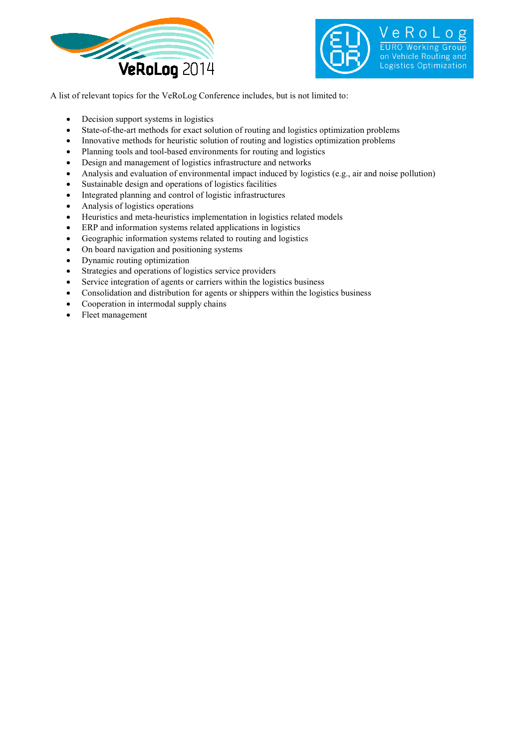A list of relevant topics for the VeRoLog Conference includes, but is not limited to:

- Decision support systems in logistics
- State-of-the-art methods for exact solution of routing and logistics optimization problems
- Innovative methods for heuristic solution of routing and logistics optimization problems
- Planning tools and tool-based environments for routing and logistics
- Design and management of logistics infrastructure and networks
- Analysis and evaluation of environmental impact induced by logistics (e.g., air and noise pollution)
- Sustainable design and operations of logistics facilities
- Integrated planning and control of logistic infrastructures
- Analysis of logistics operations
- Heuristics and meta-heuristics implementation in logistics related models
- ERP and information systems related applications in logistics
- Geographic information systems related to routing and logistics
- On board navigation and positioning systems
- Dynamic routing optimization
- Strategies and operations of logistics service providers
- Service integration of agents or carriers within the logistics business
- Consolidation and distribution for agents or shippers within the logistics business
- Cooperation in intermodal supply chains
- Fleet management